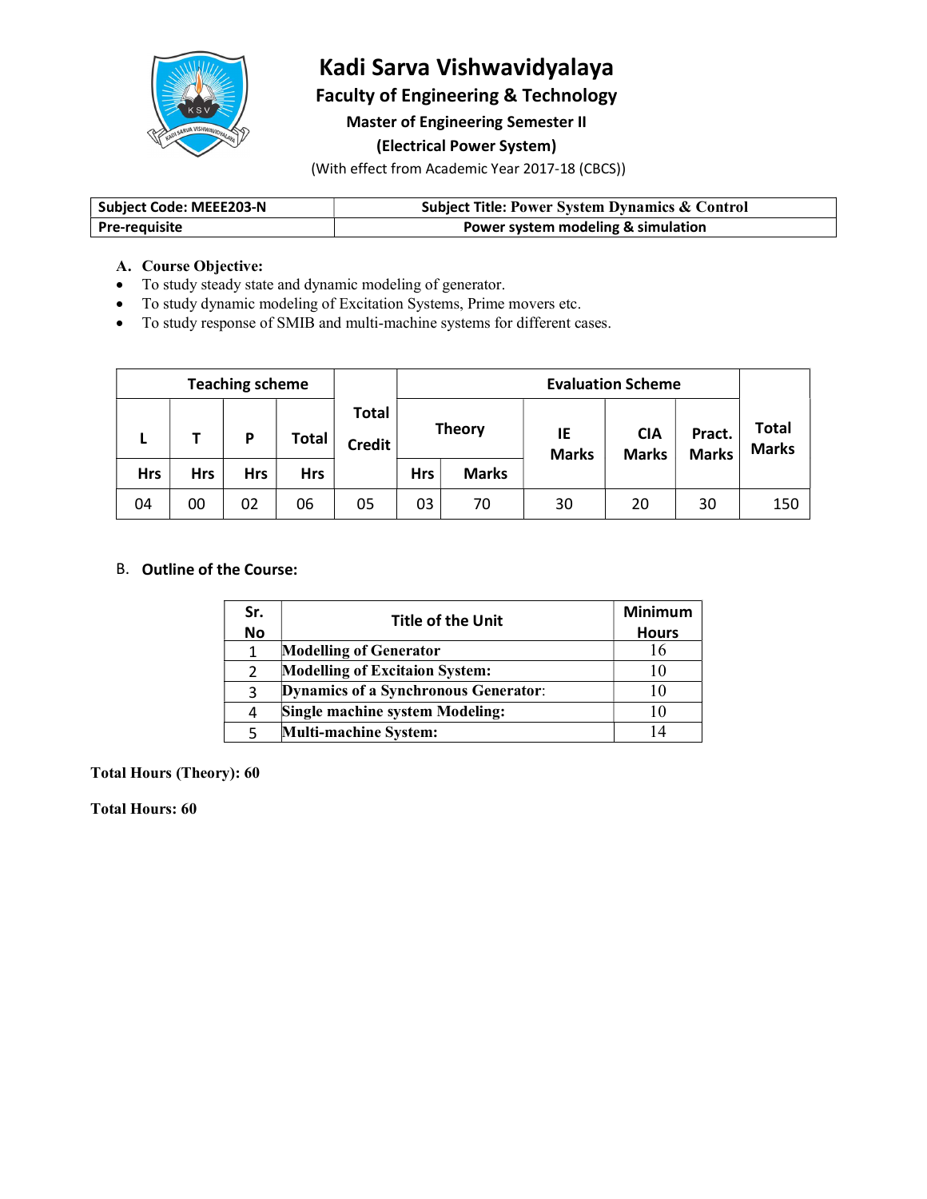# Kadi Sarva Vishwavidyalaya

## Faculty of Engineering & Technology

### Master of Engineering Semester II

### (Electrical Power System)

(With effect from Academic Year 2017-18 (CBCS))

| Subject Code: MEEE203-N | Subject Title: Power System Dynamics & Control |
|---|---|
| Pre-requisite | Power system modeling & simulation |

**A. Course Objective:**

- To study steady state and dynamic modeling of generator.
- To study dynamic modeling of Excitation Systems, Prime movers etc.
- To study response of SMIB and multi-machine systems for different cases.

| Teaching scheme | | | | Total Credit | Evaluation Scheme | | | | | Total Marks |
|---|---|---|---|---|---|---|---|---|---|---|
| L | T | P | Total | | Theory | | IE Marks | CIA Marks | Pract. Marks | |
| Hrs | Hrs | Hrs | Hrs | | Hrs | Marks | | | | |
| 04 | 00 | 02 | 06 | 05 | 03 | 70 | 30 | 20 | 30 | 150 |

B. **Outline of the Course:**

| Sr. No | Title of the Unit | Minimum Hours |
|---|---|---|
| 1 | **Modelling of Generator** | 16 |
| 2 | **Modelling of Excitaion System:** | 10 |
| 3 | **Dynamics of a Synchronous Generator**: | 10 |
| 4 | **Single machine system Modeling:** | 10 |
| 5 | **Multi-machine System:** | 14 |

**Total Hours (Theory): 60**

**Total Hours: 60**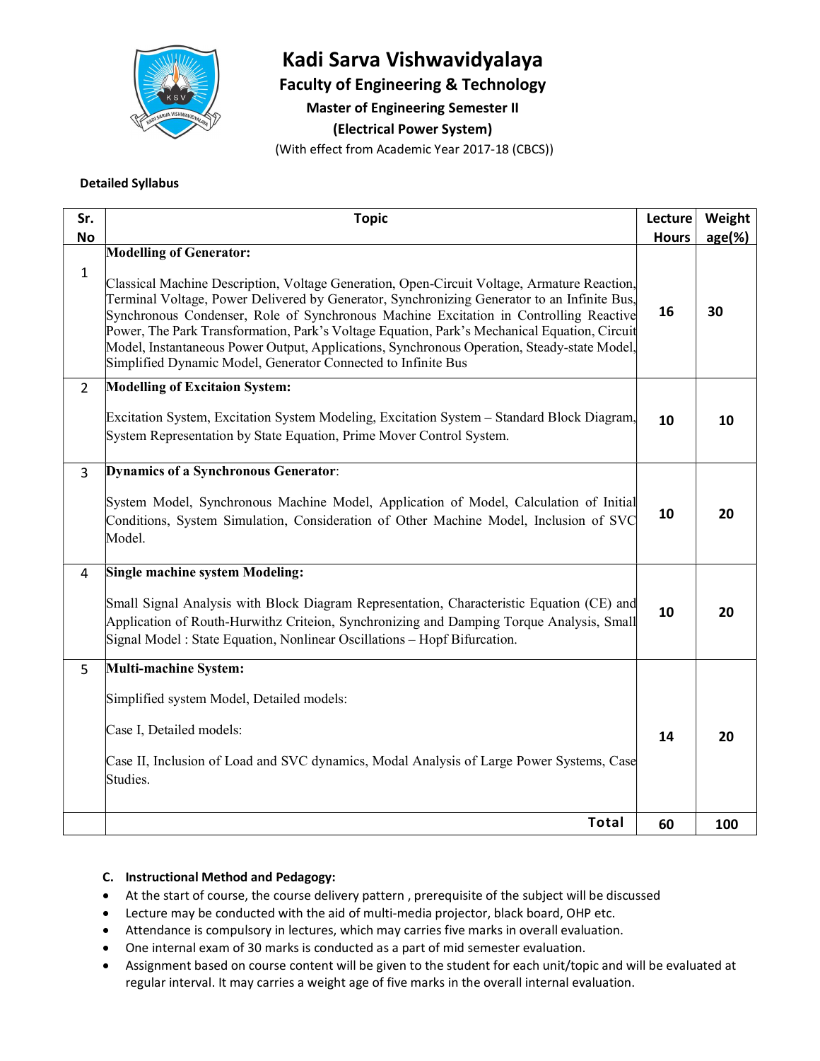# Kadi Sarva Vishwavidyalaya

## Faculty of Engineering & Technology

### Master of Engineering Semester II

### (Electrical Power System)

(With effect from Academic Year 2017-18 (CBCS))

**Detailed Syllabus**

| Sr. No | Topic | Lecture Hours | Weight age(%) |
|---|---|---|---|
| 1 | **Modelling of Generator:** Classical Machine Description, Voltage Generation, Open-Circuit Voltage, Armature Reaction, Terminal Voltage, Power Delivered by Generator, Synchronizing Generator to an Infinite Bus, Synchronous Condenser, Role of Synchronous Machine Excitation in Controlling Reactive Power, The Park Transformation, Park's Voltage Equation, Park's Mechanical Equation, Circuit Model, Instantaneous Power Output, Applications, Synchronous Operation, Steady-state Model, Simplified Dynamic Model, Generator Connected to Infinite Bus | 16 | 30 |
| 2 | **Modelling of Excitaion System:** Excitation System, Excitation System Modeling, Excitation System – Standard Block Diagram, System Representation by State Equation, Prime Mover Control System. | 10 | 10 |
| 3 | **Dynamics of a Synchronous Generator:** System Model, Synchronous Machine Model, Application of Model, Calculation of Initial Conditions, System Simulation, Consideration of Other Machine Model, Inclusion of SVC Model. | 10 | 20 |
| 4 | **Single machine system Modeling:** Small Signal Analysis with Block Diagram Representation, Characteristic Equation (CE) and Application of Routh-Hurwithz Criteion, Synchronizing and Damping Torque Analysis, Small Signal Model : State Equation, Nonlinear Oscillations – Hopf Bifurcation. | 10 | 20 |
| 5 | **Multi-machine System:** Simplified system Model, Detailed models: Case I, Detailed models: Case II, Inclusion of Load and SVC dynamics, Modal Analysis of Large Power Systems, Case Studies. | 14 | 20 |
| | **Total** | 60 | 100 |

**C. Instructional Method and Pedagogy:**

- At the start of course, the course delivery pattern , prerequisite of the subject will be discussed
- Lecture may be conducted with the aid of multi-media projector, black board, OHP etc.
- Attendance is compulsory in lectures, which may carries five marks in overall evaluation.
- One internal exam of 30 marks is conducted as a part of mid semester evaluation.
- Assignment based on course content will be given to the student for each unit/topic and will be evaluated at regular interval. It may carries a weight age of five marks in the overall internal evaluation.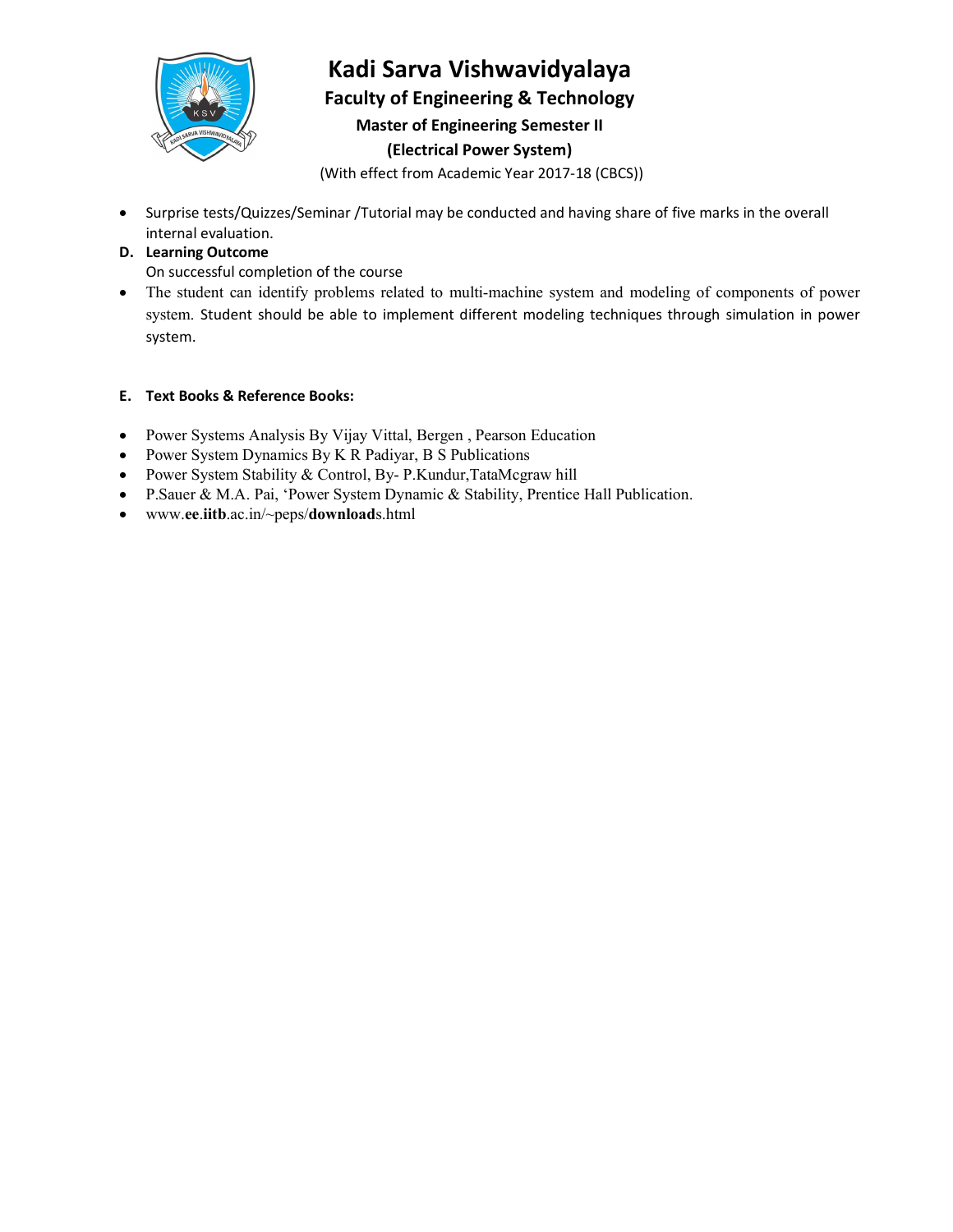- Surprise tests/Quizzes/Seminar /Tutorial may be conducted and having share of five marks in the overall internal evaluation.

**D. Learning Outcome**

On successful completion of the course

- The student can identify problems related to multi-machine system and modeling of components of power system. Student should be able to implement different modeling techniques through simulation in power system.

**E. Text Books & Reference Books:**

- Power Systems Analysis By Vijay Vittal, Bergen , Pearson Education
- Power System Dynamics By K R Padiyar, B S Publications
- Power System Stability & Control, By- P.Kundur,TataMcgraw hill
- P.Sauer & M.A. Pai, 'Power System Dynamic & Stability, Prentice Hall Publication.
- www.**ee**.**iitb**.ac.in/~peps/**download**s.html